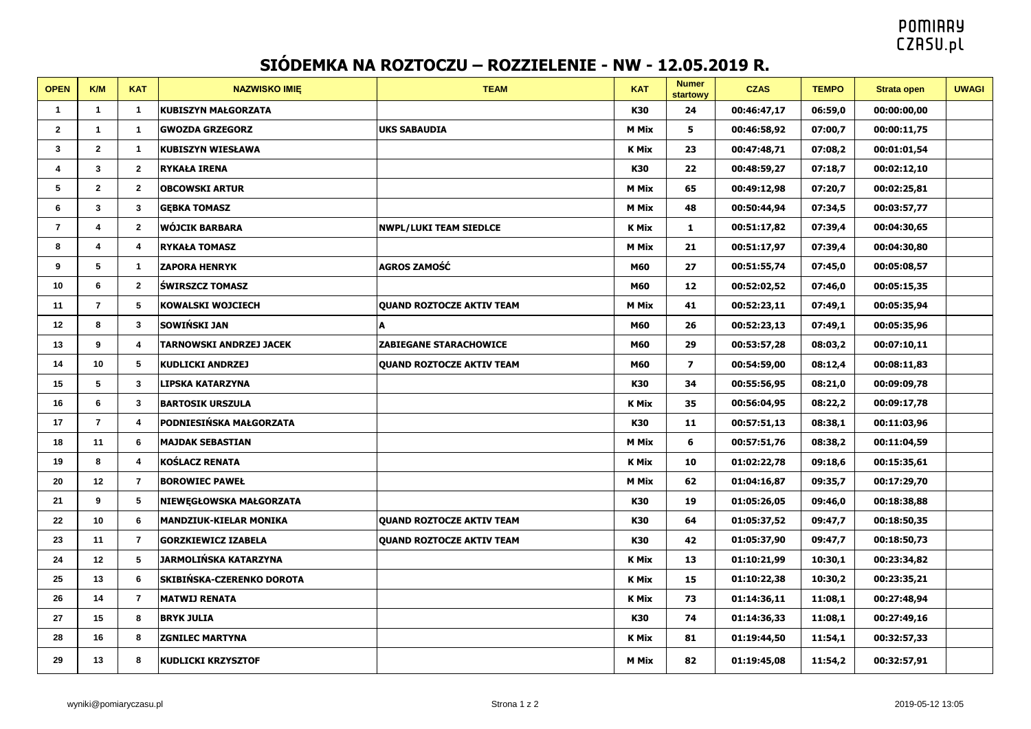# SIÓDEMKA NA ROZTOCZU – ROZZIELENIE - NW - 12.05.2019 R.

| OPEN | K/M | KAT | NAZWISKO IMIĘ | TEAM | KAT | Numer startowy | CZAS | TEMPO | Strata open | UWAGI |
|---|---|---|---|---|---|---|---|---|---|---|
| 1 | 1 | 1 | KUBISZYN MAŁGORZATA | | K30 | 24 | 00:46:47,17 | 06:59,0 | 00:00:00,00 | |
| 2 | 1 | 1 | GWOZDA GRZEGORZ | UKS SABAUDIA | M Mix | 5 | 00:46:58,92 | 07:00,7 | 00:00:11,75 | |
| 3 | 2 | 1 | KUBISZYN WIESŁAWA | | K Mix | 23 | 00:47:48,71 | 07:08,2 | 00:01:01,54 | |
| 4 | 3 | 2 | RYKAŁA IRENA | | K30 | 22 | 00:48:59,27 | 07:18,7 | 00:02:12,10 | |
| 5 | 2 | 2 | OBCOWSKI ARTUR | | M Mix | 65 | 00:49:12,98 | 07:20,7 | 00:02:25,81 | |
| 6 | 3 | 3 | GĘBKA TOMASZ | | M Mix | 48 | 00:50:44,94 | 07:34,5 | 00:03:57,77 | |
| 7 | 4 | 2 | WÓJCIK BARBARA | NWPL/LUKI TEAM SIEDLCE | K Mix | 1 | 00:51:17,82 | 07:39,4 | 00:04:30,65 | |
| 8 | 4 | 4 | RYKAŁA TOMASZ | | M Mix | 21 | 00:51:17,97 | 07:39,4 | 00:04:30,80 | |
| 9 | 5 | 1 | ZAPORA HENRYK | AGROS ZAMOŚĆ | M60 | 27 | 00:51:55,74 | 07:45,0 | 00:05:08,57 | |
| 10 | 6 | 2 | ŚWIRSZCZ TOMASZ | | M60 | 12 | 00:52:02,52 | 07:46,0 | 00:05:15,35 | |
| 11 | 7 | 5 | KOWALSKI WOJCIECH | QUAND ROZTOCZE AKTIV TEAM | M Mix | 41 | 00:52:23,11 | 07:49,1 | 00:05:35,94 | |
| 12 | 8 | 3 | SOWIŃSKI JAN | A | M60 | 26 | 00:52:23,13 | 07:49,1 | 00:05:35,96 | |
| 13 | 9 | 4 | TARNOWSKI ANDRZEJ JACEK | ZABIEGANE STARACHOWICE | M60 | 29 | 00:53:57,28 | 08:03,2 | 00:07:10,11 | |
| 14 | 10 | 5 | KUDLICKI ANDRZEJ | QUAND ROZTOCZE AKTIV TEAM | M60 | 7 | 00:54:59,00 | 08:12,4 | 00:08:11,83 | |
| 15 | 5 | 3 | LIPSKA KATARZYNA | | K30 | 34 | 00:55:56,95 | 08:21,0 | 00:09:09,78 | |
| 16 | 6 | 3 | BARTOSIK URSZULA | | K Mix | 35 | 00:56:04,95 | 08:22,2 | 00:09:17,78 | |
| 17 | 7 | 4 | PODNIESIŃSKA MAŁGORZATA | | K30 | 11 | 00:57:51,13 | 08:38,1 | 00:11:03,96 | |
| 18 | 11 | 6 | MAJDAK SEBASTIAN | | M Mix | 6 | 00:57:51,76 | 08:38,2 | 00:11:04,59 | |
| 19 | 8 | 4 | KOŚLACZ RENATA | | K Mix | 10 | 01:02:22,78 | 09:18,6 | 00:15:35,61 | |
| 20 | 12 | 7 | BOROWIEC PAWEŁ | | M Mix | 62 | 01:04:16,87 | 09:35,7 | 00:17:29,70 | |
| 21 | 9 | 5 | NIEWĘGŁOWSKA MAŁGORZATA | | K30 | 19 | 01:05:26,05 | 09:46,0 | 00:18:38,88 | |
| 22 | 10 | 6 | MANDZIUK-KIELAR MONIKA | QUAND ROZTOCZE AKTIV TEAM | K30 | 64 | 01:05:37,52 | 09:47,7 | 00:18:50,35 | |
| 23 | 11 | 7 | GORZKIEWICZ IZABELA | QUAND ROZTOCZE AKTIV TEAM | K30 | 42 | 01:05:37,90 | 09:47,7 | 00:18:50,73 | |
| 24 | 12 | 5 | JARMOLIŃSKA KATARZYNA | | K Mix | 13 | 01:10:21,99 | 10:30,1 | 00:23:34,82 | |
| 25 | 13 | 6 | SKIBIŃSKA-CZERENKO DOROTA | | K Mix | 15 | 01:10:22,38 | 10:30,2 | 00:23:35,21 | |
| 26 | 14 | 7 | MATWIJ RENATA | | K Mix | 73 | 01:14:36,11 | 11:08,1 | 00:27:48,94 | |
| 27 | 15 | 8 | BRYK JULIA | | K30 | 74 | 01:14:36,33 | 11:08,1 | 00:27:49,16 | |
| 28 | 16 | 8 | ZGNILEC MARTYNA | | K Mix | 81 | 01:19:44,50 | 11:54,1 | 00:32:57,33 | |
| 29 | 13 | 8 | KUDLICKI KRZYSZTOF | | M Mix | 82 | 01:19:45,08 | 11:54,2 | 00:32:57,91 | |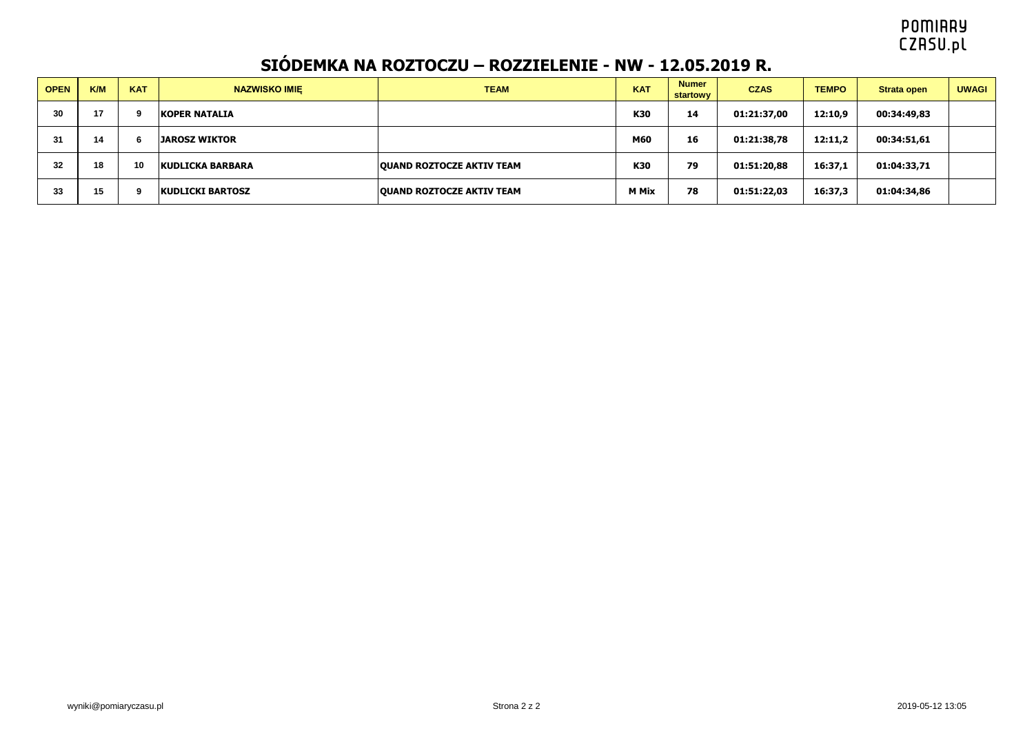# SIÓDEMKA NA ROZTOCZU – ROZZIELENIE - NW - 12.05.2019 R.

| OPEN | K/M | KAT | NAZWISKO IMIĘ | TEAM | KAT | Numer startowy | CZAS | TEMPO | Strata open | UWAGI |
|---|---|---|---|---|---|---|---|---|---|---|
| 30 | 17 | 9 | KOPER NATALIA | | K30 | 14 | 01:21:37,00 | 12:10,9 | 00:34:49,83 | |
| 31 | 14 | 6 | JAROSZ WIKTOR | | M60 | 16 | 01:21:38,78 | 12:11,2 | 00:34:51,61 | |
| 32 | 18 | 10 | KUDLICKA BARBARA | QUAND ROZTOCZE AKTIV TEAM | K30 | 79 | 01:51:20,88 | 16:37,1 | 01:04:33,71 | |
| 33 | 15 | 9 | KUDLICKI BARTOSZ | QUAND ROZTOCZE AKTIV TEAM | M Mix | 78 | 01:51:22,03 | 16:37,3 | 01:04:34,86 | |

wyniki@pomiaryczasu.pl

2019-05-12 13:05